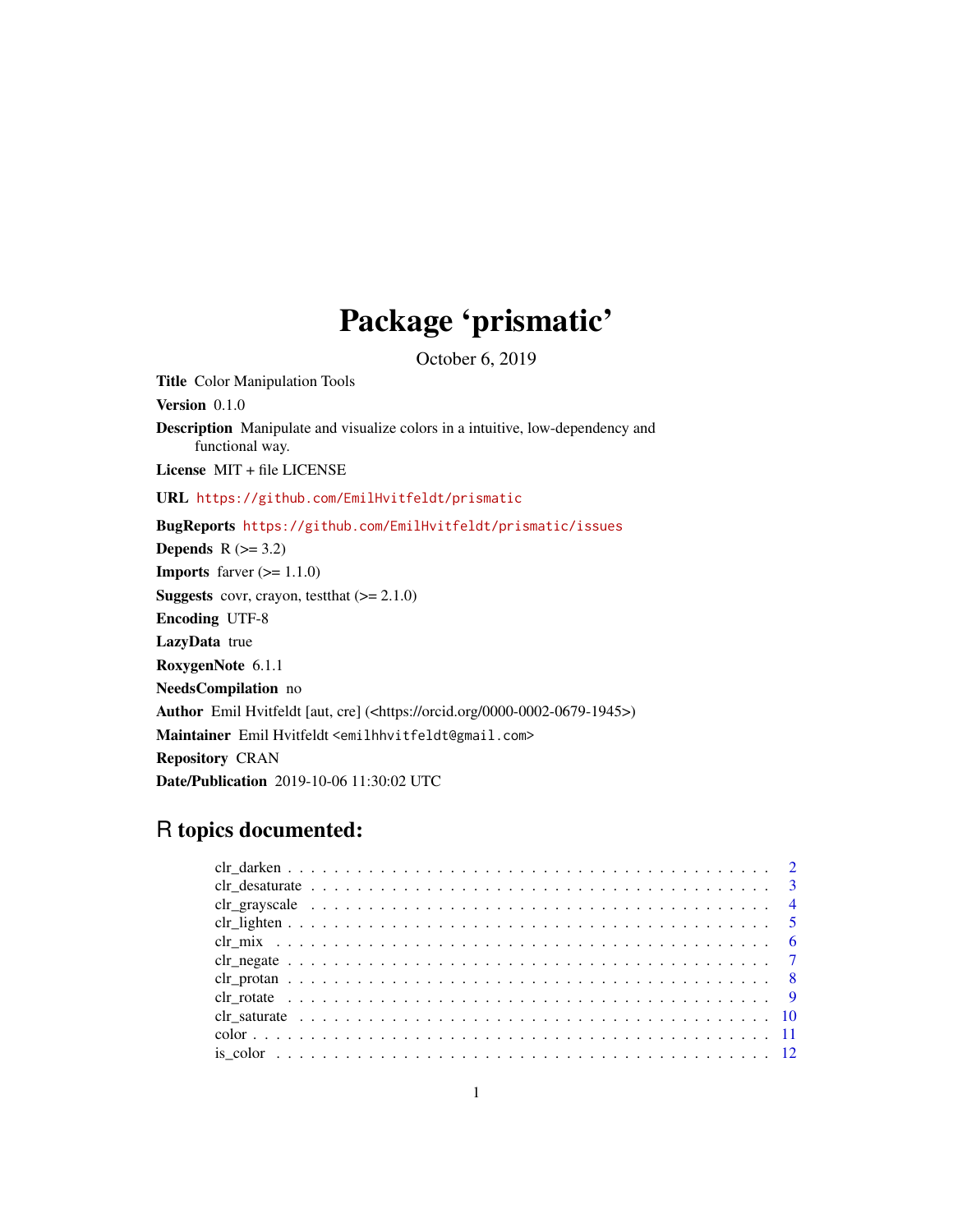# Package 'prismatic'

October 6, 2019

**Title** Color Manipulation Tools

**Version** 0.1.0

**Description** Manipulate and visualize colors in a intuitive, low-dependency and functional way.

**License** MIT + file LICENSE

**URL** https://github.com/EmilHvitfeldt/prismatic

**BugReports** https://github.com/EmilHvitfeldt/prismatic/issues

**Depends** R (>= 3.2)

**Imports** farver (>= 1.1.0)

**Suggests** covr, crayon, testthat (>= 2.1.0)

**Encoding** UTF-8

**LazyData** true

**RoxygenNote** 6.1.1

**NeedsCompilation** no

**Author** Emil Hvitfeldt [aut, cre] (<https://orcid.org/0000-0002-0679-1945>)

**Maintainer** Emil Hvitfeldt <emilhhvitfeldt@gmail.com>

**Repository** CRAN

**Date/Publication** 2019-10-06 11:30:02 UTC

## R topics documented:

- clr_darken . . . . . . . . . . . . . . . . . . . . . . . . . . . . . . . . . . . . . . . . . . 2
- clr_desaturate . . . . . . . . . . . . . . . . . . . . . . . . . . . . . . . . . . . . . . . . 3
- clr_grayscale . . . . . . . . . . . . . . . . . . . . . . . . . . . . . . . . . . . . . . . . 4
- clr_lighten . . . . . . . . . . . . . . . . . . . . . . . . . . . . . . . . . . . . . . . . . . 5
- clr_mix . . . . . . . . . . . . . . . . . . . . . . . . . . . . . . . . . . . . . . . . . . . 6
- clr_negate . . . . . . . . . . . . . . . . . . . . . . . . . . . . . . . . . . . . . . . . . . 7
- clr_protan . . . . . . . . . . . . . . . . . . . . . . . . . . . . . . . . . . . . . . . . . . 8
- clr_rotate . . . . . . . . . . . . . . . . . . . . . . . . . . . . . . . . . . . . . . . . . . 9
- clr_saturate . . . . . . . . . . . . . . . . . . . . . . . . . . . . . . . . . . . . . . . . . 10
- color . . . . . . . . . . . . . . . . . . . . . . . . . . . . . . . . . . . . . . . . . . . . 11
- is_color . . . . . . . . . . . . . . . . . . . . . . . . . . . . . . . . . . . . . . . . . . . 12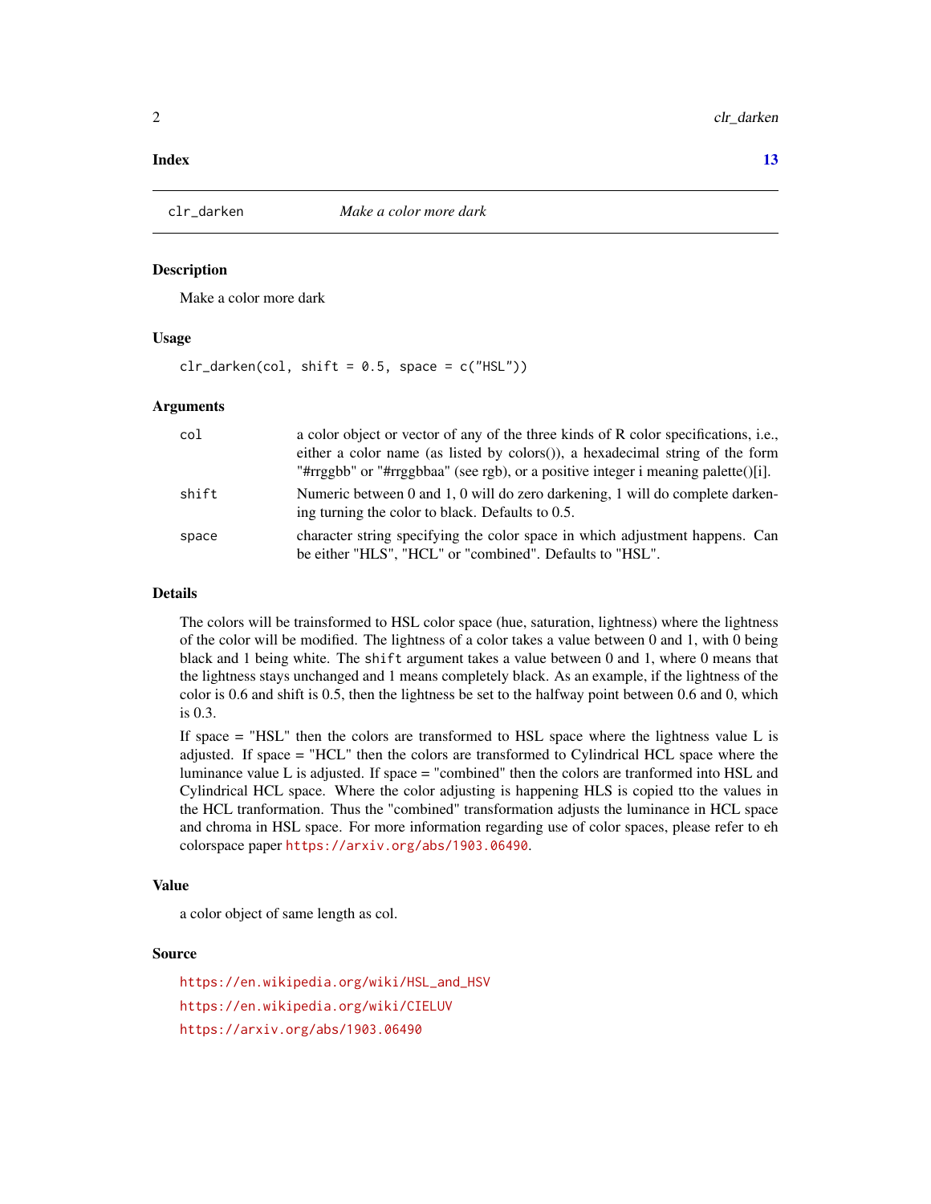**Index** 13

clr_darken *Make a color more dark*

## Description

Make a color more dark

## Usage

```
clr_darken(col, shift = 0.5, space = c("HSL"))
```

## Arguments

| | |
|---|---|
| col | a color object or vector of any of the three kinds of R color specifications, i.e., either a color name (as listed by colors()), a hexadecimal string of the form "#rrggbb" or "#rrggbbaa" (see rgb), or a positive integer i meaning palette()[i]. |
| shift | Numeric between 0 and 1, 0 will do zero darkening, 1 will do complete darkening turning the color to black. Defaults to 0.5. |
| space | character string specifying the color space in which adjustment happens. Can be either "HLS", "HCL" or "combined". Defaults to "HSL". |

## Details

The colors will be trainsformed to HSL color space (hue, saturation, lightness) where the lightness of the color will be modified. The lightness of a color takes a value between 0 and 1, with 0 being black and 1 being white. The `shift` argument takes a value between 0 and 1, where 0 means that the lightness stays unchanged and 1 means completely black. As an example, if the lightness of the color is 0.6 and shift is 0.5, then the lightness be set to the halfway point between 0.6 and 0, which is 0.3.

If space = "HSL" then the colors are transformed to HSL space where the lightness value L is adjusted. If space = "HCL" then the colors are transformed to Cylindrical HCL space where the luminance value L is adjusted. If space = "combined" then the colors are tranformed into HSL and Cylindrical HCL space. Where the color adjusting is happening HLS is copied tto the values in the HCL tranformation. Thus the "combined" transformation adjusts the luminance in HCL space and chroma in HSL space. For more information regarding use of color spaces, please refer to eh colorspace paper https://arxiv.org/abs/1903.06490.

## Value

a color object of same length as col.

## Source

https://en.wikipedia.org/wiki/HSL_and_HSV

https://en.wikipedia.org/wiki/CIELUV

https://arxiv.org/abs/1903.06490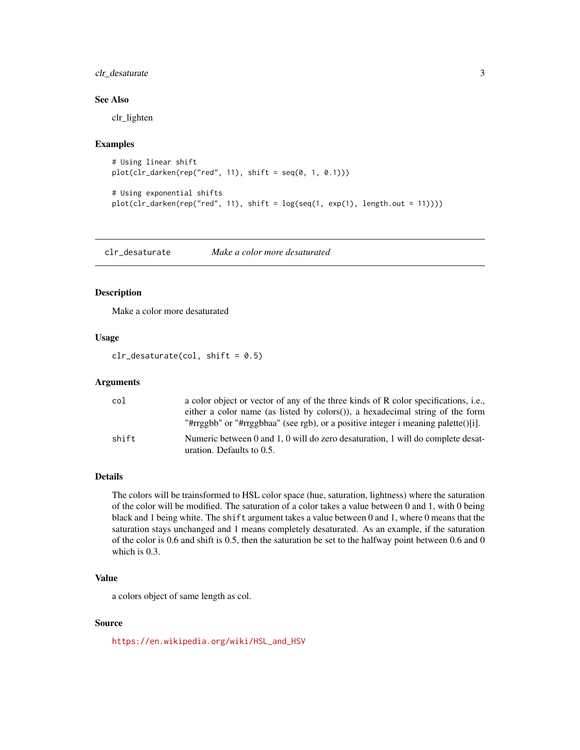## See Also

clr_lighten

## Examples

```
# Using linear shift
plot(clr_darken(rep("red", 11), shift = seq(0, 1, 0.1)))

# Using exponential shifts
plot(clr_darken(rep("red", 11), shift = log(seq(1, exp(1), length.out = 11))))
```

---

# clr_desaturate *Make a color more desaturated*

---

## Description

Make a color more desaturated

## Usage

```
clr_desaturate(col, shift = 0.5)
```

## Arguments

| | |
|---|---|
| col | a color object or vector of any of the three kinds of R color specifications, i.e., either a color name (as listed by colors()), a hexadecimal string of the form "#rrggbb" or "#rrggbbaa" (see rgb), or a positive integer i meaning palette()[i]. |
| shift | Numeric between 0 and 1, 0 will do zero desaturation, 1 will do complete desaturation. Defaults to 0.5. |

## Details

The colors will be transformed to HSL color space (hue, saturation, lightness) where the saturation of the color will be modified. The saturation of a color takes a value between 0 and 1, with 0 being black and 1 being white. The `shift` argument takes a value between 0 and 1, where 0 means that the saturation stays unchanged and 1 means completely desaturated. As an example, if the saturation of the color is 0.6 and shift is 0.5, then the saturation be set to the halfway point between 0.6 and 0 which is 0.3.

## Value

a colors object of same length as col.

## Source

https://en.wikipedia.org/wiki/HSL_and_HSV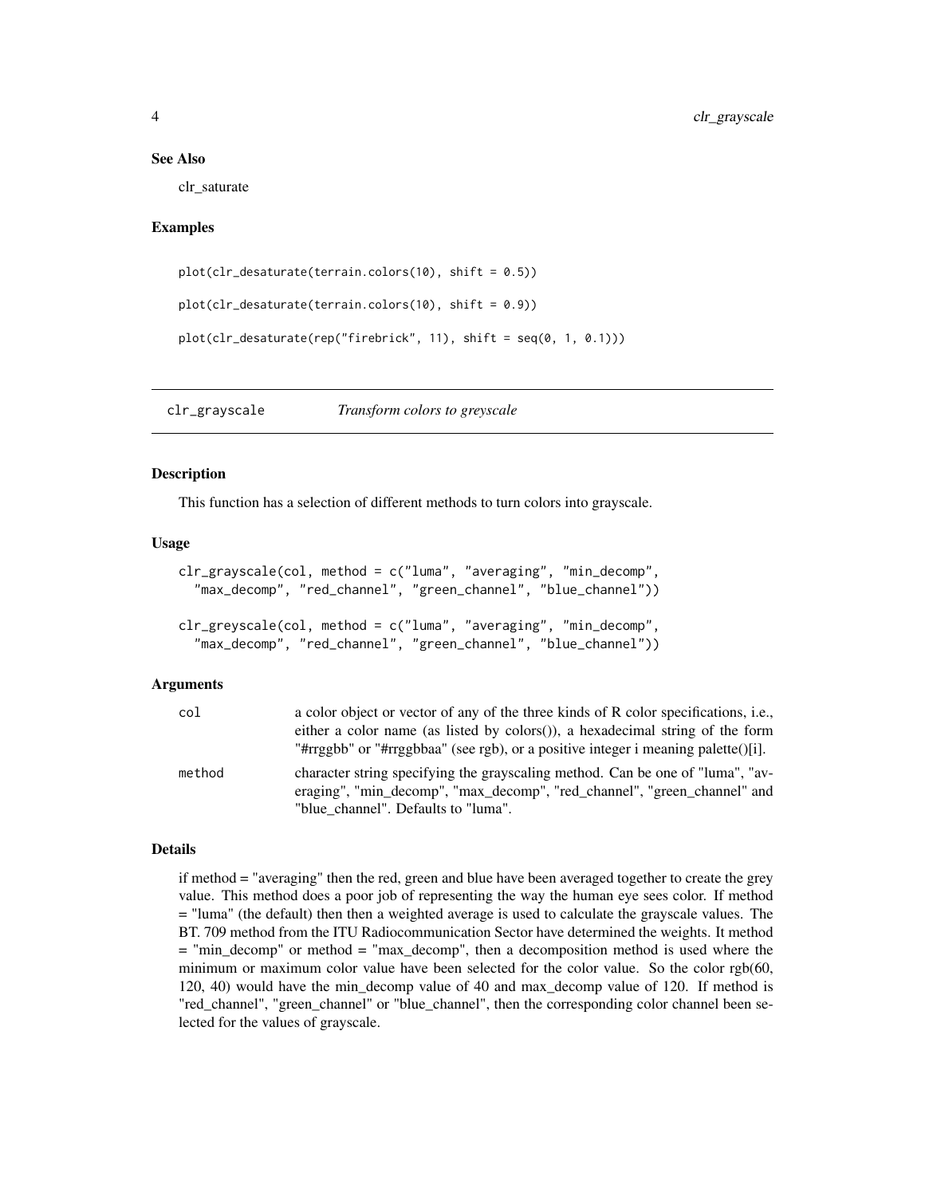## See Also

clr_saturate

## Examples

```
plot(clr_desaturate(terrain.colors(10), shift = 0.5))

plot(clr_desaturate(terrain.colors(10), shift = 0.9))

plot(clr_desaturate(rep("firebrick", 11), shift = seq(0, 1, 0.1)))
```

---

# clr_grayscale    *Transform colors to greyscale*

## Description

This function has a selection of different methods to turn colors into grayscale.

## Usage

```
clr_grayscale(col, method = c("luma", "averaging", "min_decomp",
  "max_decomp", "red_channel", "green_channel", "blue_channel"))

clr_greyscale(col, method = c("luma", "averaging", "min_decomp",
  "max_decomp", "red_channel", "green_channel", "blue_channel"))
```

## Arguments

| | |
|---|---|
| col | a color object or vector of any of the three kinds of R color specifications, i.e., either a color name (as listed by colors()), a hexadecimal string of the form "#rrggbb" or "#rrggbbaa" (see rgb), or a positive integer i meaning palette()[i]. |
| method | character string specifying the grayscaling method. Can be one of "luma", "averaging", "min_decomp", "max_decomp", "red_channel", "green_channel" and "blue_channel". Defaults to "luma". |

## Details

if method = "averaging" then the red, green and blue have been averaged together to create the grey value. This method does a poor job of representing the way the human eye sees color. If method = "luma" (the default) then then a weighted average is used to calculate the grayscale values. The BT. 709 method from the ITU Radiocommunication Sector have determined the weights. It method = "min_decomp" or method = "max_decomp", then a decomposition method is used where the minimum or maximum color value have been selected for the color value. So the color rgb(60, 120, 40) would have the min_decomp value of 40 and max_decomp value of 120. If method is "red_channel", "green_channel" or "blue_channel", then the corresponding color channel been selected for the values of grayscale.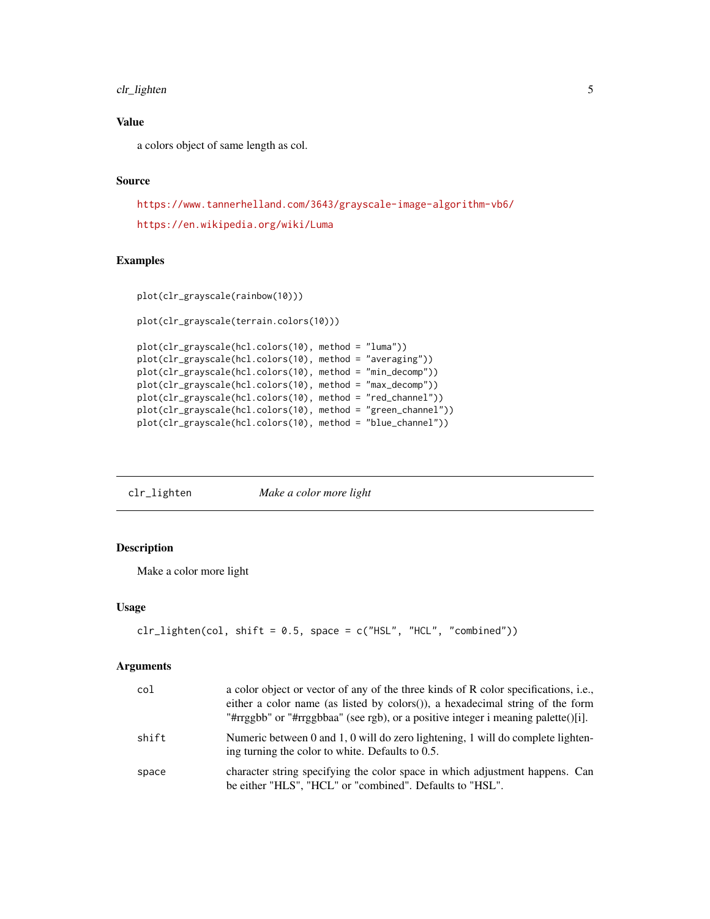## Value

a colors object of same length as col.

## Source

https://www.tannerhelland.com/3643/grayscale-image-algorithm-vb6/

https://en.wikipedia.org/wiki/Luma

## Examples

```
plot(clr_grayscale(rainbow(10)))

plot(clr_grayscale(terrain.colors(10)))

plot(clr_grayscale(hcl.colors(10), method = "luma"))
plot(clr_grayscale(hcl.colors(10), method = "averaging"))
plot(clr_grayscale(hcl.colors(10), method = "min_decomp"))
plot(clr_grayscale(hcl.colors(10), method = "max_decomp"))
plot(clr_grayscale(hcl.colors(10), method = "red_channel"))
plot(clr_grayscale(hcl.colors(10), method = "green_channel"))
plot(clr_grayscale(hcl.colors(10), method = "blue_channel"))
```

---

# clr_lighten *Make a color more light*

## Description

Make a color more light

## Usage

```
clr_lighten(col, shift = 0.5, space = c("HSL", "HCL", "combined"))
```

## Arguments

| | |
|---|---|
| col | a color object or vector of any of the three kinds of R color specifications, i.e., either a color name (as listed by colors()), a hexadecimal string of the form "#rrggbb" or "#rrggbbaa" (see rgb), or a positive integer i meaning palette()[i]. |
| shift | Numeric between 0 and 1, 0 will do zero lightening, 1 will do complete lightening turning the color to white. Defaults to 0.5. |
| space | character string specifying the color space in which adjustment happens. Can be either "HLS", "HCL" or "combined". Defaults to "HSL". |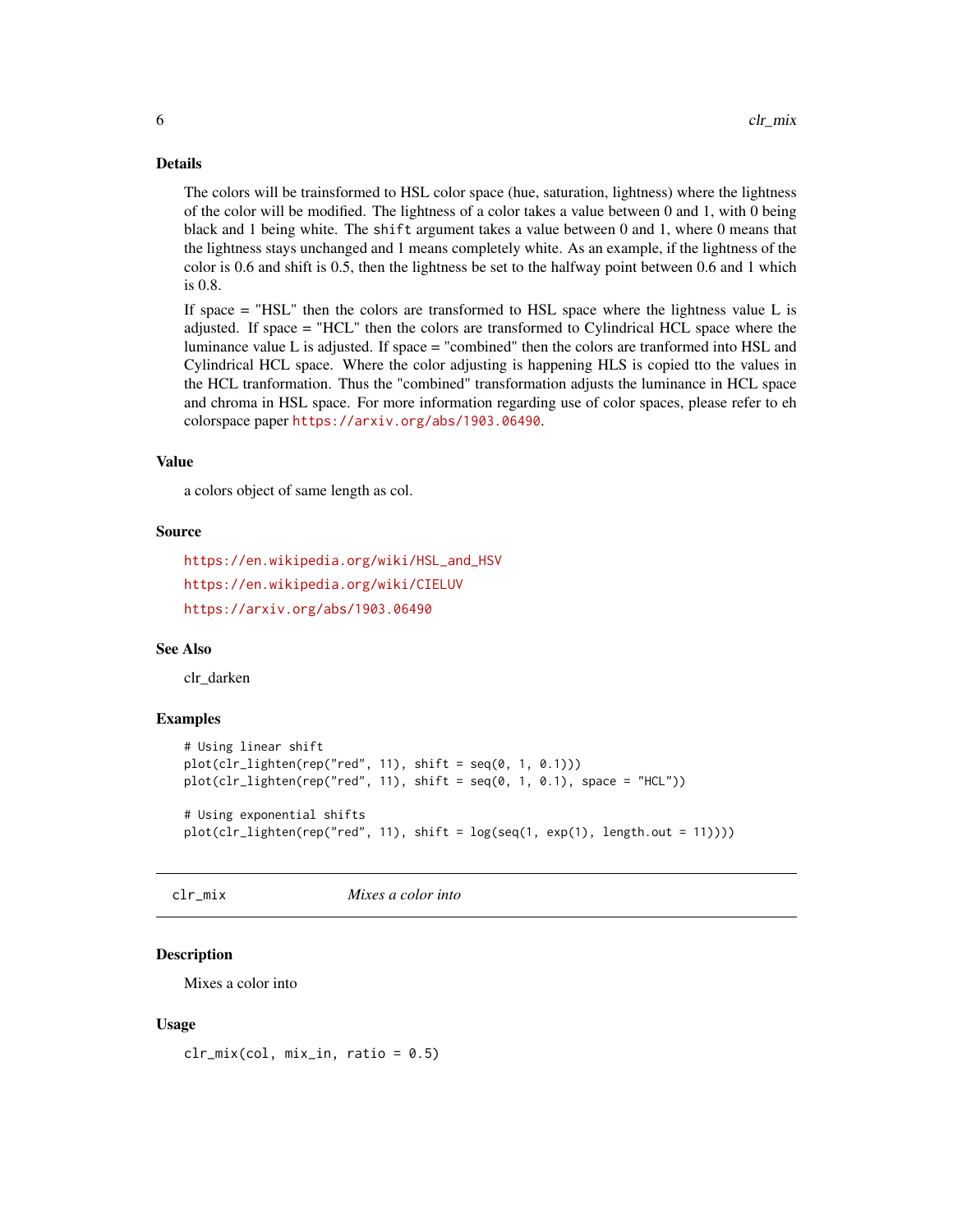## Details

The colors will be trainsformed to HSL color space (hue, saturation, lightness) where the lightness of the color will be modified. The lightness of a color takes a value between 0 and 1, with 0 being black and 1 being white. The `shift` argument takes a value between 0 and 1, where 0 means that the lightness stays unchanged and 1 means completely white. As an example, if the lightness of the color is 0.6 and shift is 0.5, then the lightness be set to the halfway point between 0.6 and 1 which is 0.8.

If space = "HSL" then the colors are transformed to HSL space where the lightness value L is adjusted. If space = "HCL" then the colors are transformed to Cylindrical HCL space where the luminance value L is adjusted. If space = "combined" then the colors are tranformed into HSL and Cylindrical HCL space. Where the color adjusting is happening HLS is copied tto the values in the HCL tranformation. Thus the "combined" transformation adjusts the luminance in HCL space and chroma in HSL space. For more information regarding use of color spaces, please refer to eh colorspace paper https://arxiv.org/abs/1903.06490.

## Value

a colors object of same length as col.

## Source

https://en.wikipedia.org/wiki/HSL_and_HSV

https://en.wikipedia.org/wiki/CIELUV

https://arxiv.org/abs/1903.06490

## See Also

clr_darken

## Examples

```
# Using linear shift
plot(clr_lighten(rep("red", 11), shift = seq(0, 1, 0.1)))
plot(clr_lighten(rep("red", 11), shift = seq(0, 1, 0.1), space = "HCL"))

# Using exponential shifts
plot(clr_lighten(rep("red", 11), shift = log(seq(1, exp(1), length.out = 11))))
```

---

# clr_mix *Mixes a color into*

## Description

Mixes a color into

## Usage

```
clr_mix(col, mix_in, ratio = 0.5)
```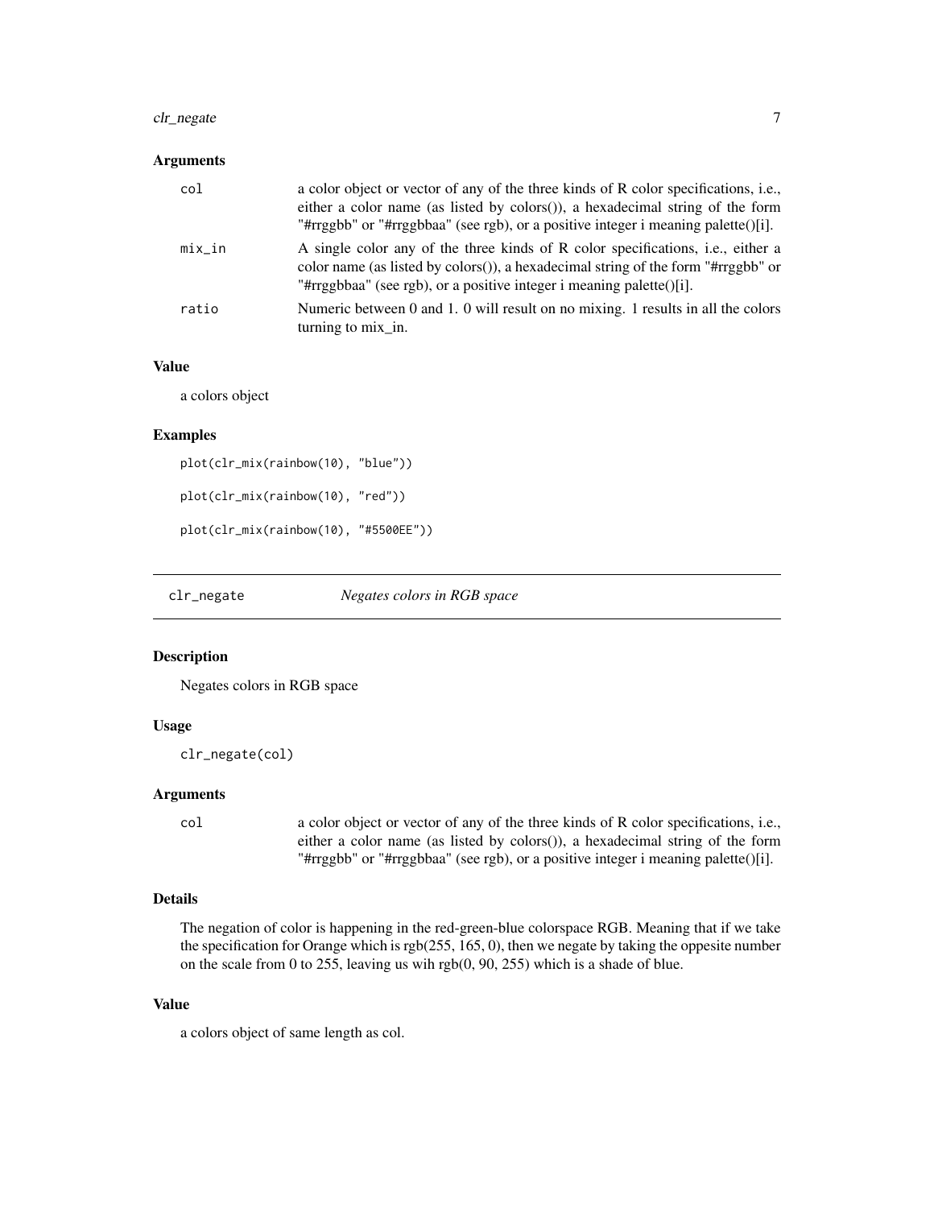### Arguments

| | |
|---|---|
| col | a color object or vector of any of the three kinds of R color specifications, i.e., either a color name (as listed by colors()), a hexadecimal string of the form "#rrggbb" or "#rrggbbaa" (see rgb), or a positive integer i meaning palette()[i]. |
| mix_in | A single color any of the three kinds of R color specifications, i.e., either a color name (as listed by colors()), a hexadecimal string of the form "#rrggbb" or "#rrggbbaa" (see rgb), or a positive integer i meaning palette()[i]. |
| ratio | Numeric between 0 and 1. 0 will result on no mixing. 1 results in all the colors turning to mix_in. |

### Value

a colors object

### Examples

```
plot(clr_mix(rainbow(10), "blue"))

plot(clr_mix(rainbow(10), "red"))

plot(clr_mix(rainbow(10), "#5500EE"))
```

---

## clr_negate    *Negates colors in RGB space*

### Description

Negates colors in RGB space

### Usage

```
clr_negate(col)
```

### Arguments

| | |
|---|---|
| col | a color object or vector of any of the three kinds of R color specifications, i.e., either a color name (as listed by colors()), a hexadecimal string of the form "#rrggbb" or "#rrggbbaa" (see rgb), or a positive integer i meaning palette()[i]. |

### Details

The negation of color is happening in the red-green-blue colorspace RGB. Meaning that if we take the specification for Orange which is rgb(255, 165, 0), then we negate by taking the oppesite number on the scale from 0 to 255, leaving us wih rgb(0, 90, 255) which is a shade of blue.

### Value

a colors object of same length as col.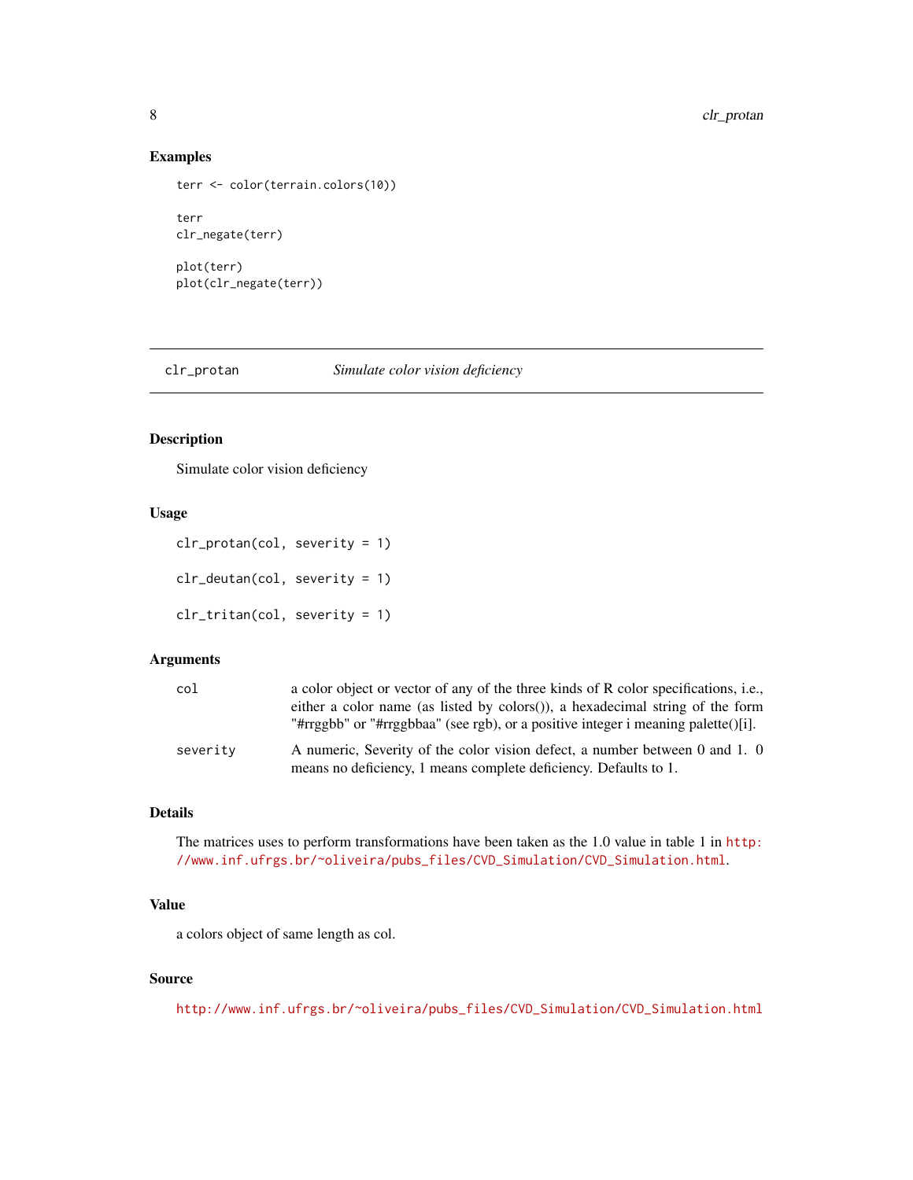### Examples

```
terr <- color(terrain.colors(10))

terr
clr_negate(terr)

plot(terr)
plot(clr_negate(terr))
```

---

## clr_protan — *Simulate color vision deficiency*

---

### Description

Simulate color vision deficiency

### Usage

```
clr_protan(col, severity = 1)

clr_deutan(col, severity = 1)

clr_tritan(col, severity = 1)
```

### Arguments

| | |
|---|---|
| `col` | a color object or vector of any of the three kinds of R color specifications, i.e., either a color name (as listed by colors()), a hexadecimal string of the form "#rrggbb" or "#rrggbbaa" (see rgb), or a positive integer i meaning palette()[i]. |
| `severity` | A numeric, Severity of the color vision defect, a number between 0 and 1. 0 means no deficiency, 1 means complete deficiency. Defaults to 1. |

### Details

The matrices uses to perform transformations have been taken as the 1.0 value in table 1 in http://www.inf.ufrgs.br/~oliveira/pubs_files/CVD_Simulation/CVD_Simulation.html.

### Value

a colors object of same length as col.

### Source

http://www.inf.ufrgs.br/~oliveira/pubs_files/CVD_Simulation/CVD_Simulation.html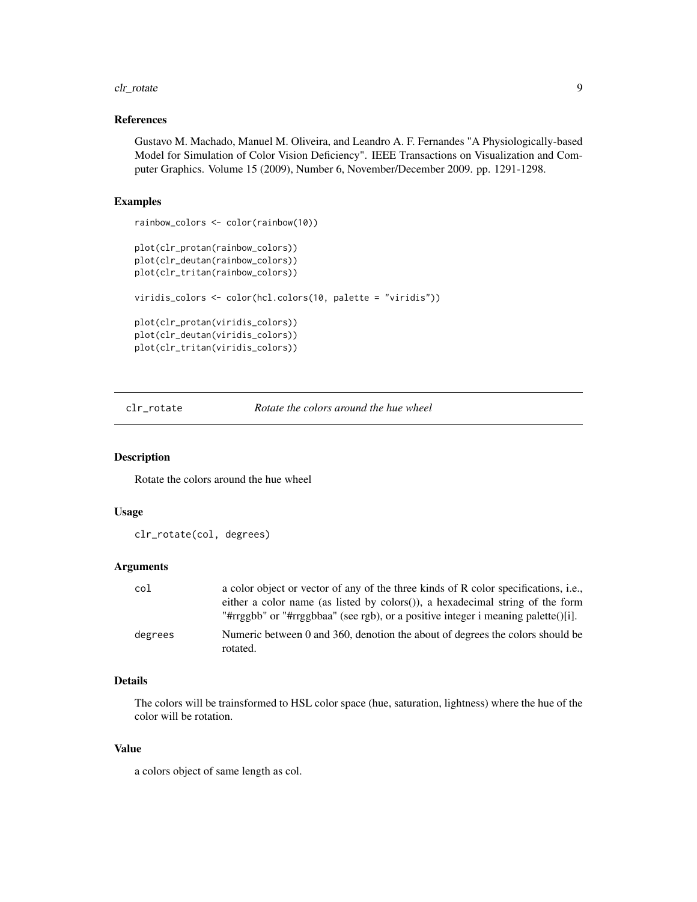### References

Gustavo M. Machado, Manuel M. Oliveira, and Leandro A. F. Fernandes "A Physiologically-based Model for Simulation of Color Vision Deficiency". IEEE Transactions on Visualization and Computer Graphics. Volume 15 (2009), Number 6, November/December 2009. pp. 1291-1298.

### Examples

```
rainbow_colors <- color(rainbow(10))

plot(clr_protan(rainbow_colors))
plot(clr_deutan(rainbow_colors))
plot(clr_tritan(rainbow_colors))

viridis_colors <- color(hcl.colors(10, palette = "viridis"))

plot(clr_protan(viridis_colors))
plot(clr_deutan(viridis_colors))
plot(clr_tritan(viridis_colors))
```

---

## clr_rotate *Rotate the colors around the hue wheel*

---

### Description

Rotate the colors around the hue wheel

### Usage

```
clr_rotate(col, degrees)
```

### Arguments

| | |
|---|---|
| col | a color object or vector of any of the three kinds of R color specifications, i.e., either a color name (as listed by colors()), a hexadecimal string of the form "#rrggbb" or "#rrggbbaa" (see rgb), or a positive integer i meaning palette()[i]. |
| degrees | Numeric between 0 and 360, denotion the about of degrees the colors should be rotated. |

### Details

The colors will be trainsformed to HSL color space (hue, saturation, lightness) where the hue of the color will be rotation.

### Value

a colors object of same length as col.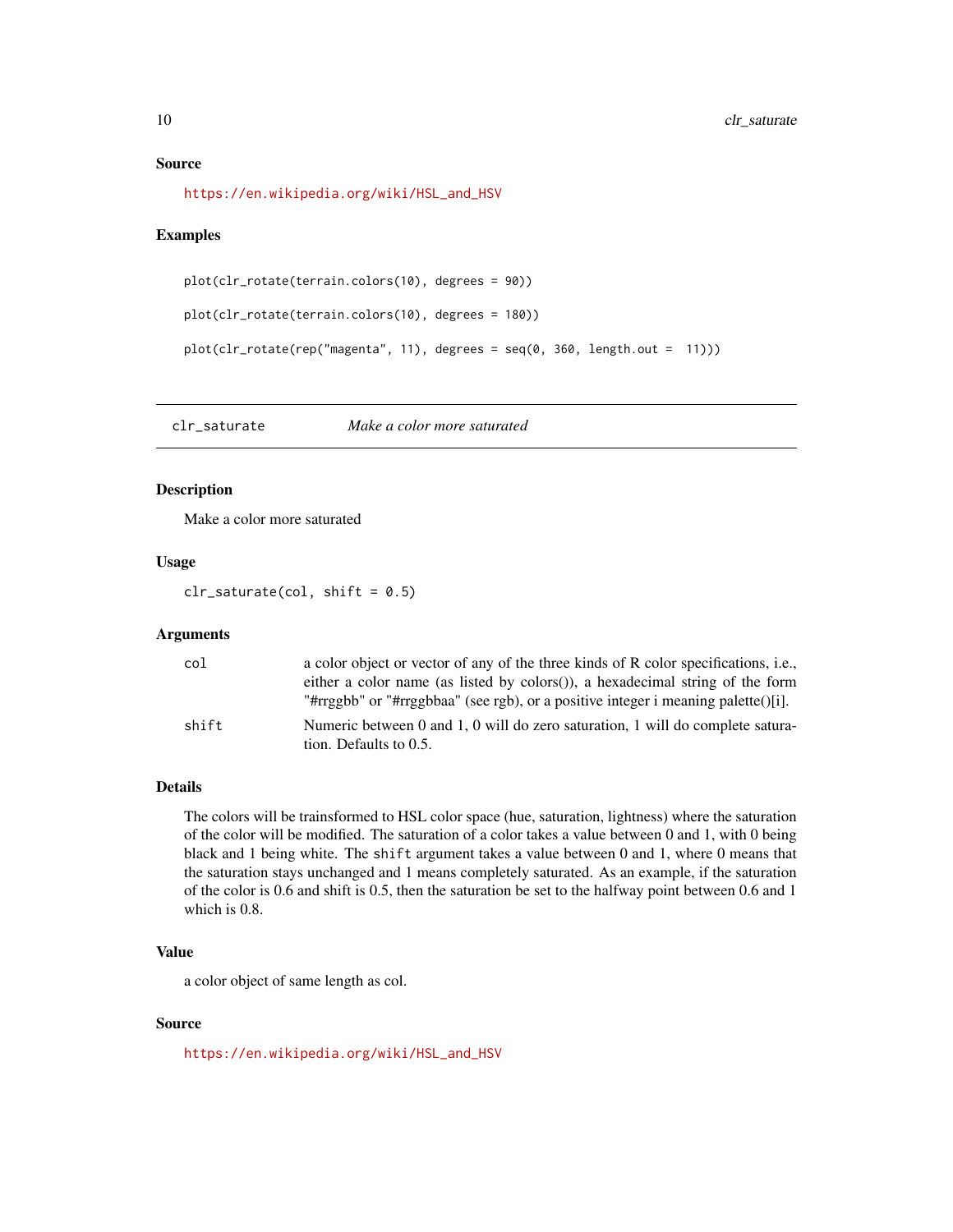### Source

https://en.wikipedia.org/wiki/HSL_and_HSV

### Examples

```
plot(clr_rotate(terrain.colors(10), degrees = 90))

plot(clr_rotate(terrain.colors(10), degrees = 180))

plot(clr_rotate(rep("magenta", 11), degrees = seq(0, 360, length.out =  11)))
```

---

## clr_saturate *Make a color more saturated*

---

### Description

Make a color more saturated

### Usage

```
clr_saturate(col, shift = 0.5)
```

### Arguments

| | |
|---|---|
| col | a color object or vector of any of the three kinds of R color specifications, i.e., either a color name (as listed by colors()), a hexadecimal string of the form "#rrggbb" or "#rrggbbaa" (see rgb), or a positive integer i meaning palette()[i]. |
| shift | Numeric between 0 and 1, 0 will do zero saturation, 1 will do complete saturation. Defaults to 0.5. |

### Details

The colors will be transformed to HSL color space (hue, saturation, lightness) where the saturation of the color will be modified. The saturation of a color takes a value between 0 and 1, with 0 being black and 1 being white. The `shift` argument takes a value between 0 and 1, where 0 means that the saturation stays unchanged and 1 means completely saturated. As an example, if the saturation of the color is 0.6 and shift is 0.5, then the saturation be set to the halfway point between 0.6 and 1 which is 0.8.

### Value

a color object of same length as col.

### Source

https://en.wikipedia.org/wiki/HSL_and_HSV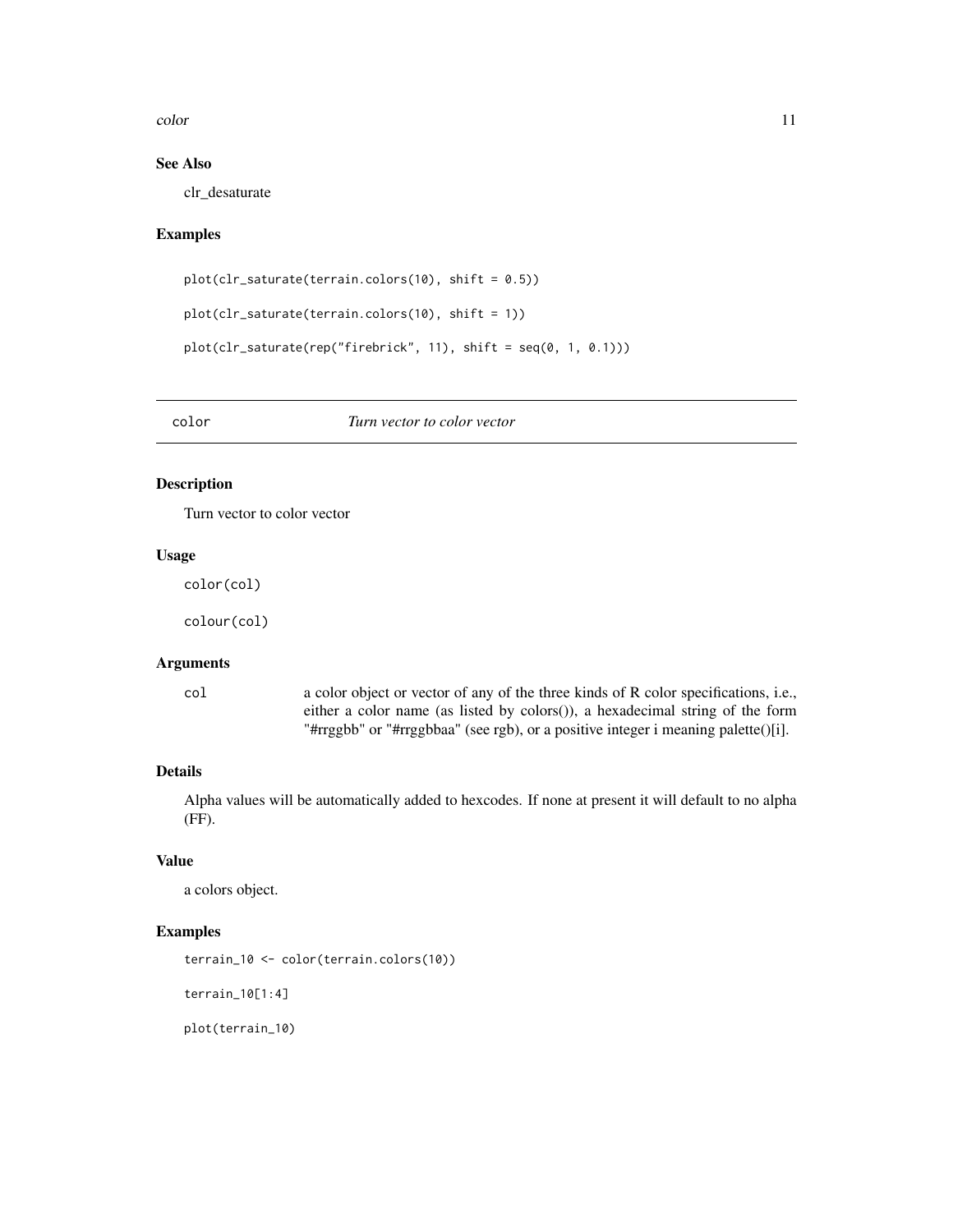### See Also

clr_desaturate

### Examples

```
plot(clr_saturate(terrain.colors(10), shift = 0.5))

plot(clr_saturate(terrain.colors(10), shift = 1))

plot(clr_saturate(rep("firebrick", 11), shift = seq(0, 1, 0.1)))
```

---

## color *Turn vector to color vector*

---

### Description

Turn vector to color vector

### Usage

```
color(col)

colour(col)
```

### Arguments

| | |
|---|---|
| col | a color object or vector of any of the three kinds of R color specifications, i.e., either a color name (as listed by colors()), a hexadecimal string of the form "#rrggbb" or "#rrggbbaa" (see rgb), or a positive integer i meaning palette()[i]. |

### Details

Alpha values will be automatically added to hexcodes. If none at present it will default to no alpha (FF).

### Value

a colors object.

### Examples

```
terrain_10 <- color(terrain.colors(10))

terrain_10[1:4]

plot(terrain_10)
```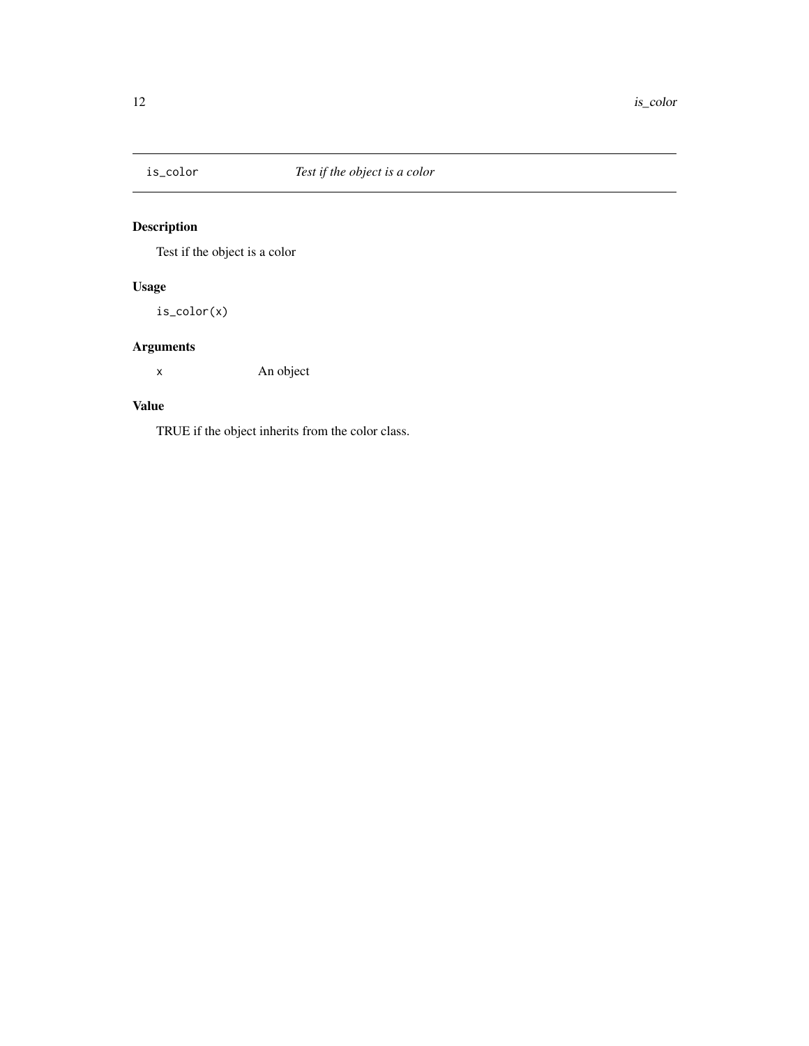## is_color *Test if the object is a color*

### Description

Test if the object is a color

### Usage

```
is_color(x)
```

### Arguments

| | |
|---|---|
| x | An object |

### Value

TRUE if the object inherits from the color class.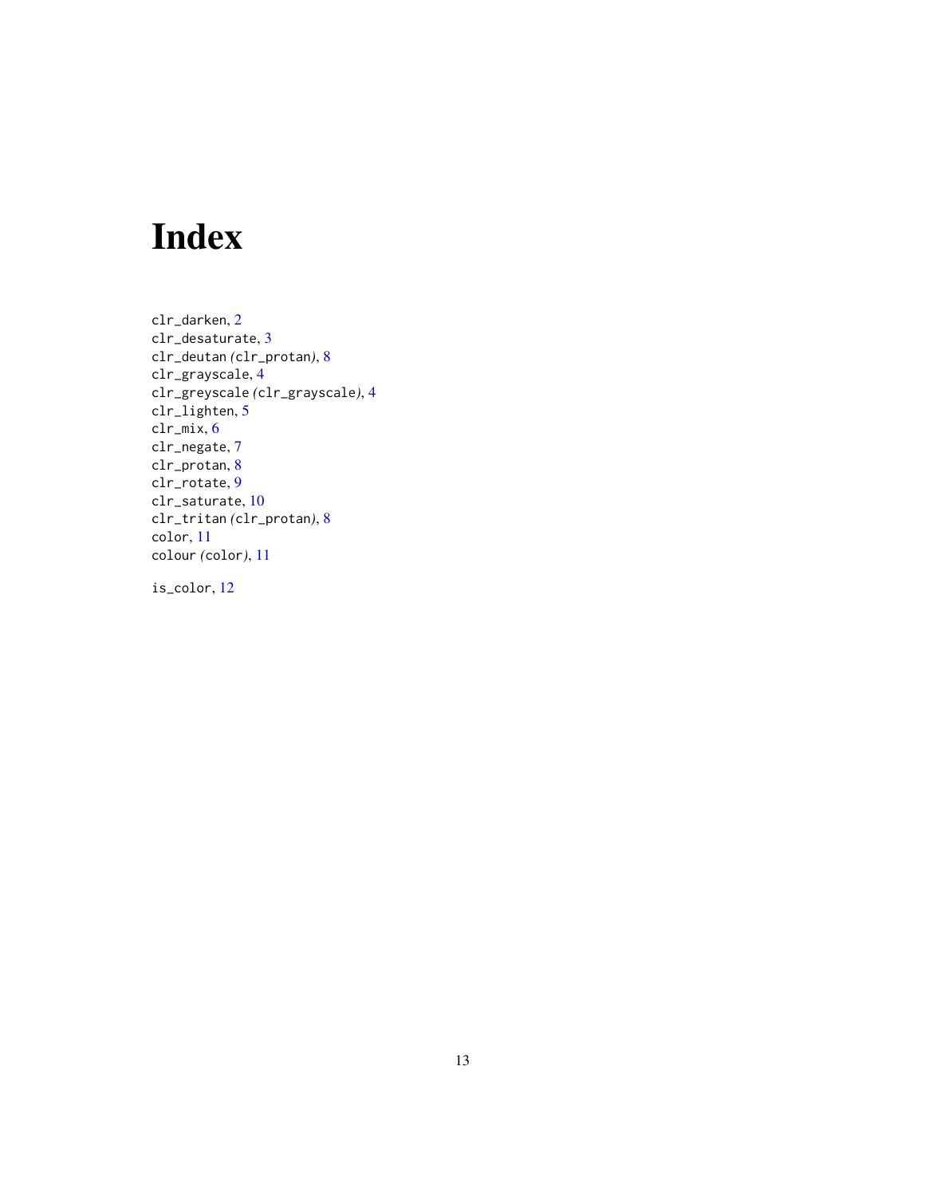# Index

clr_darken, 2
clr_desaturate, 3
clr_deutan (clr_protan), 8
clr_grayscale, 4
clr_greyscale (clr_grayscale), 4
clr_lighten, 5
clr_mix, 6
clr_negate, 7
clr_protan, 8
clr_rotate, 9
clr_saturate, 10
clr_tritan (clr_protan), 8
color, 11
colour (color), 11

is_color, 12